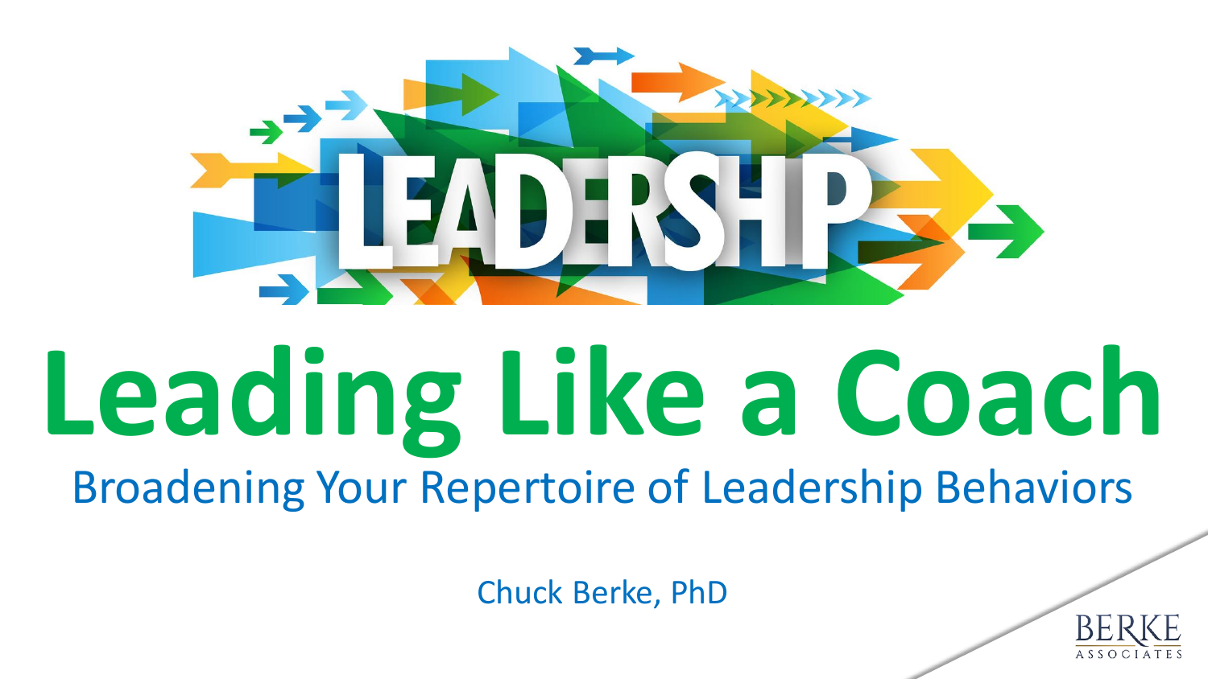LEADERSHIP

# Leading Like a Coach

## Broadening Your Repertoire of Leadership Behaviors

Chuck Berke, PhD

BERKE ASSOCIATES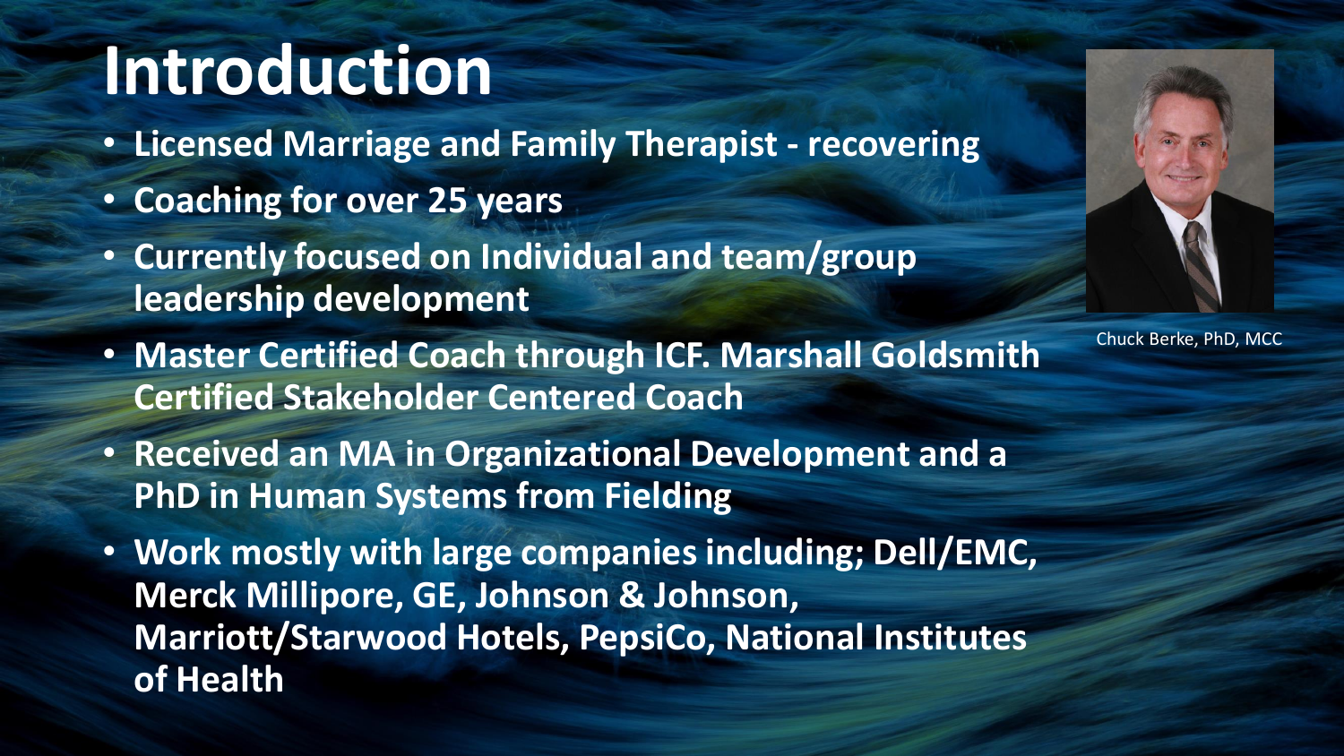# Introduction

- Licensed Marriage and Family Therapist - recovering
- Coaching for over 25 years
- Currently focused on Individual and team/group leadership development
- Master Certified Coach through ICF. Marshall Goldsmith Certified Stakeholder Centered Coach
- Received an MA in Organizational Development and a PhD in Human Systems from Fielding
- Work mostly with large companies including; Dell/EMC, Merck Millipore, GE, Johnson & Johnson, Marriott/Starwood Hotels, PepsiCo, National Institutes of Health

Chuck Berke, PhD, MCC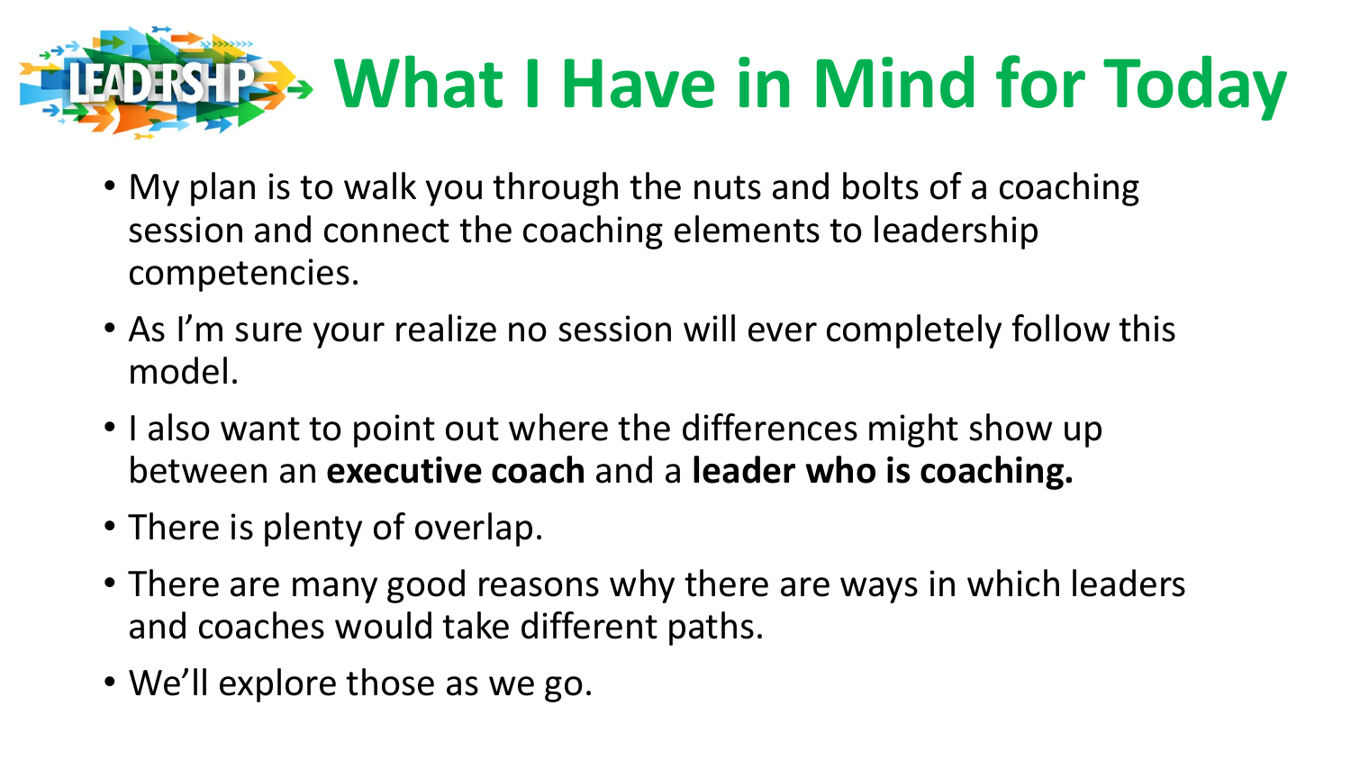# What I Have in Mind for Today

- My plan is to walk you through the nuts and bolts of a coaching session and connect the coaching elements to leadership competencies.
- As I'm sure your realize no session will ever completely follow this model.
- I also want to point out where the differences might show up between an **executive coach** and a **leader who is coaching.**
- There is plenty of overlap.
- There are many good reasons why there are ways in which leaders and coaches would take different paths.
- We'll explore those as we go.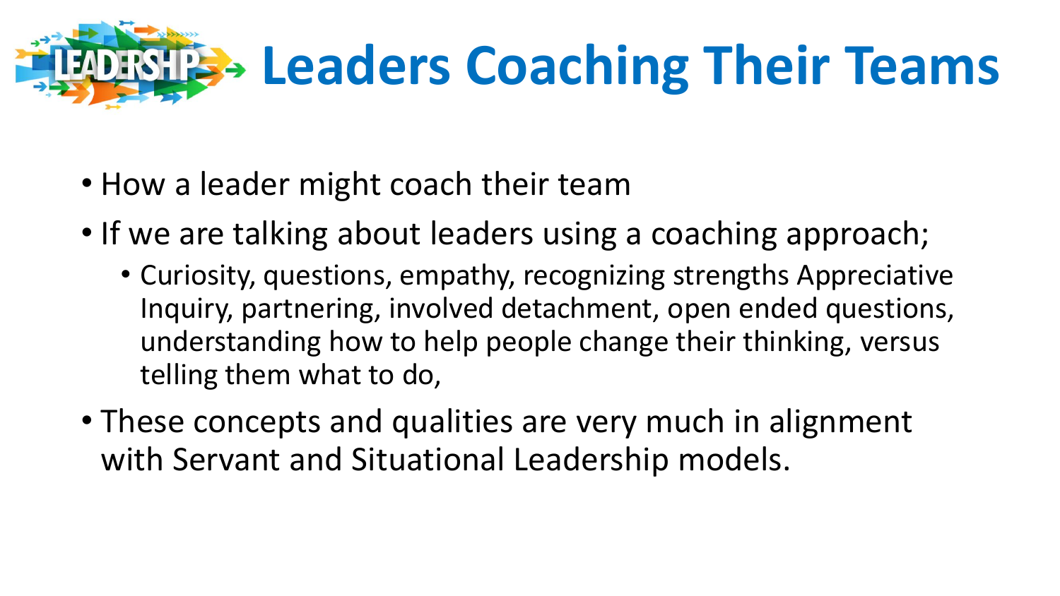# Leaders Coaching Their Teams

- How a leader might coach their team
- If we are talking about leaders using a coaching approach;
  - Curiosity, questions, empathy, recognizing strengths Appreciative Inquiry, partnering, involved detachment, open ended questions, understanding how to help people change their thinking, versus telling them what to do,
- These concepts and qualities are very much in alignment with Servant and Situational Leadership models.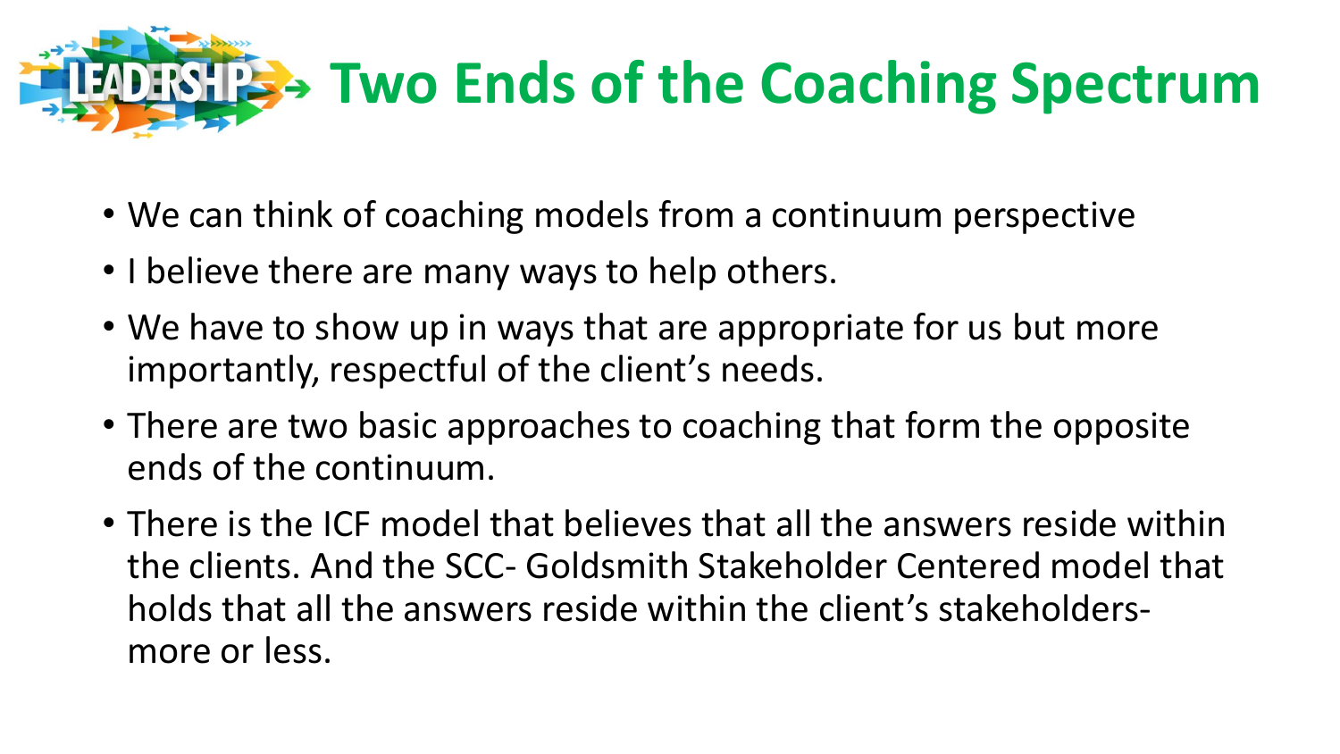# Two Ends of the Coaching Spectrum

- We can think of coaching models from a continuum perspective
- I believe there are many ways to help others.
- We have to show up in ways that are appropriate for us but more importantly, respectful of the client's needs.
- There are two basic approaches to coaching that form the opposite ends of the continuum.
- There is the ICF model that believes that all the answers reside within the clients. And the SCC- Goldsmith Stakeholder Centered model that holds that all the answers reside within the client's stakeholders- more or less.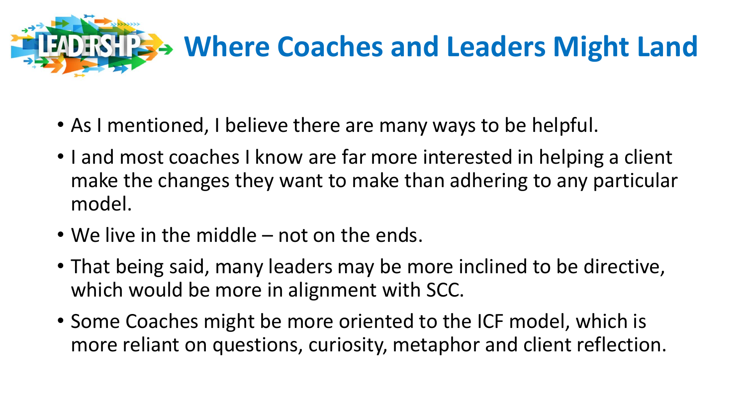# Where Coaches and Leaders Might Land

- As I mentioned, I believe there are many ways to be helpful.
- I and most coaches I know are far more interested in helping a client make the changes they want to make than adhering to any particular model.
- We live in the middle – not on the ends.
- That being said, many leaders may be more inclined to be directive, which would be more in alignment with SCC.
- Some Coaches might be more oriented to the ICF model, which is more reliant on questions, curiosity, metaphor and client reflection.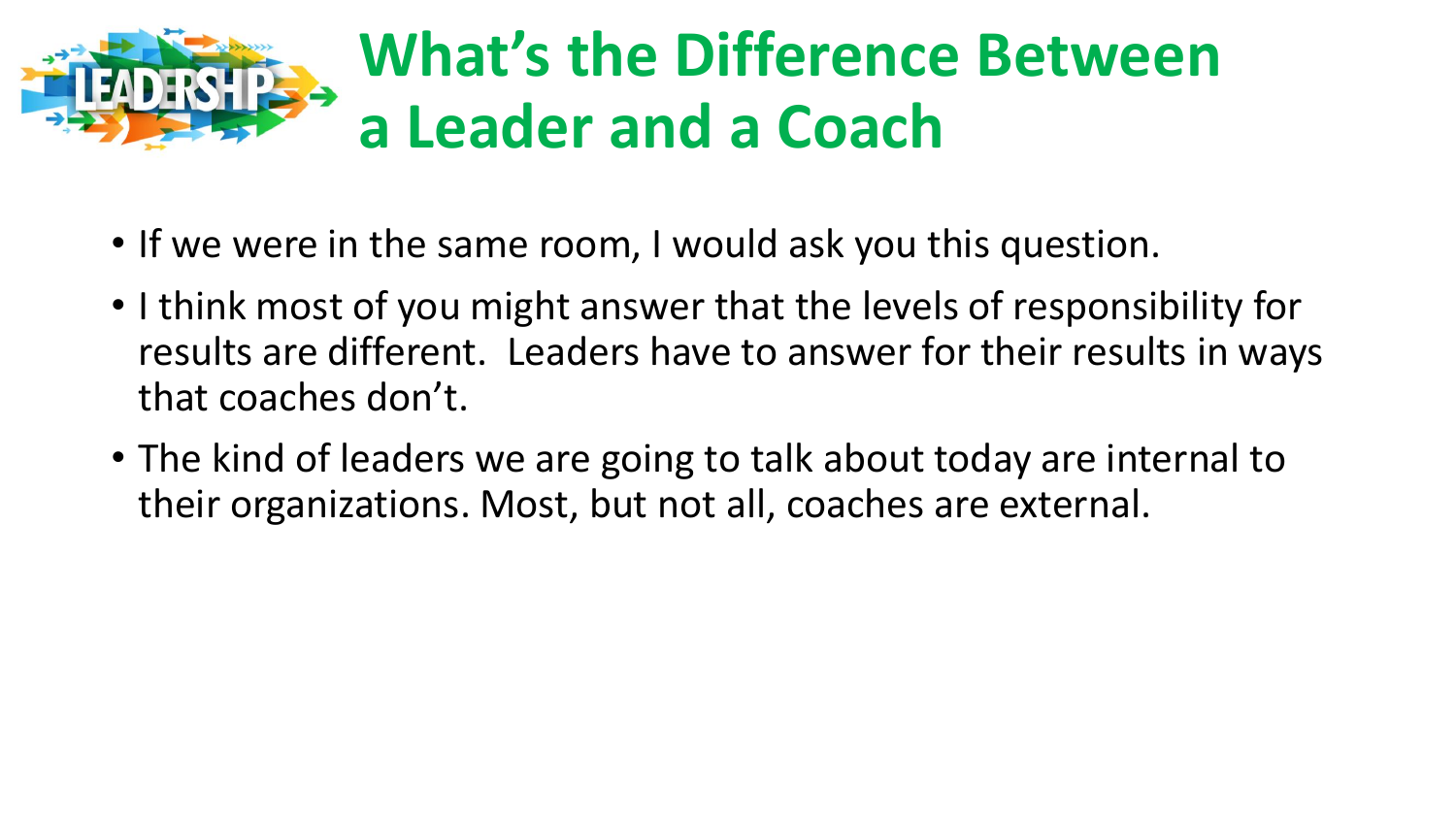# What's the Difference Between a Leader and a Coach

- If we were in the same room, I would ask you this question.
- I think most of you might answer that the levels of responsibility for results are different. Leaders have to answer for their results in ways that coaches don't.
- The kind of leaders we are going to talk about today are internal to their organizations. Most, but not all, coaches are external.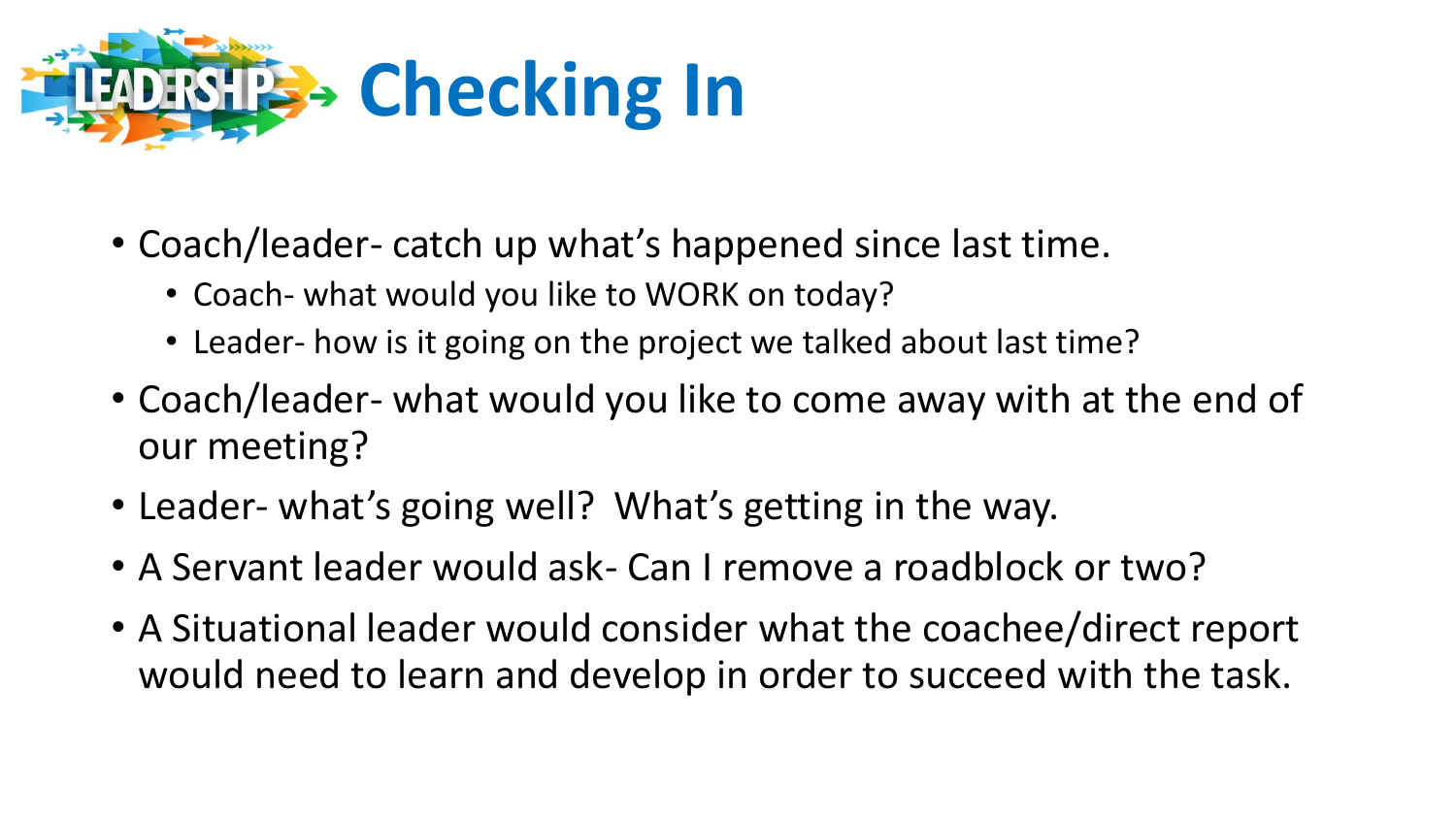# Checking In

- Coach/leader- catch up what's happened since last time.
  - Coach- what would you like to WORK on today?
  - Leader- how is it going on the project we talked about last time?
- Coach/leader- what would you like to come away with at the end of our meeting?
- Leader- what's going well?  What's getting in the way.
- A Servant leader would ask- Can I remove a roadblock or two?
- A Situational leader would consider what the coachee/direct report would need to learn and develop in order to succeed with the task.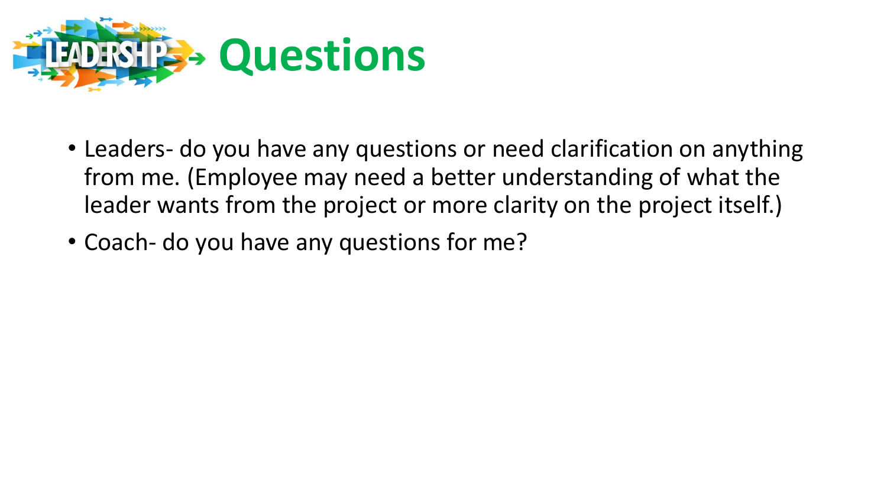# Questions

- Leaders- do you have any questions or need clarification on anything from me. (Employee may need a better understanding of what the leader wants from the project or more clarity on the project itself.)
- Coach- do you have any questions for me?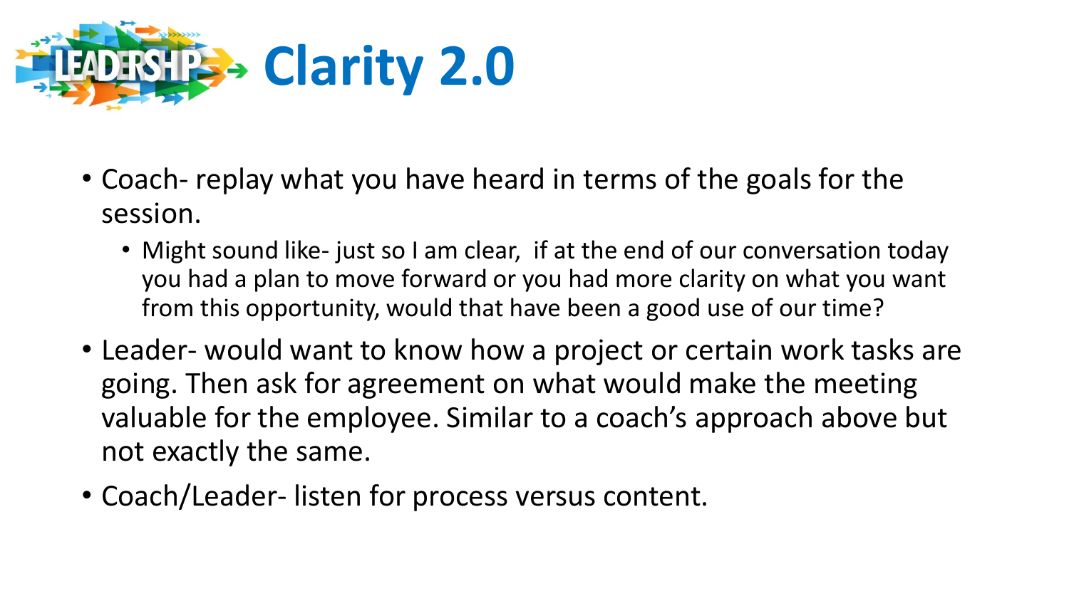# Clarity 2.0

- Coach- replay what you have heard in terms of the goals for the session.
  - Might sound like- just so I am clear, if at the end of our conversation today you had a plan to move forward or you had more clarity on what you want from this opportunity, would that have been a good use of our time?
- Leader- would want to know how a project or certain work tasks are going. Then ask for agreement on what would make the meeting valuable for the employee. Similar to a coach's approach above but not exactly the same.
- Coach/Leader- listen for process versus content.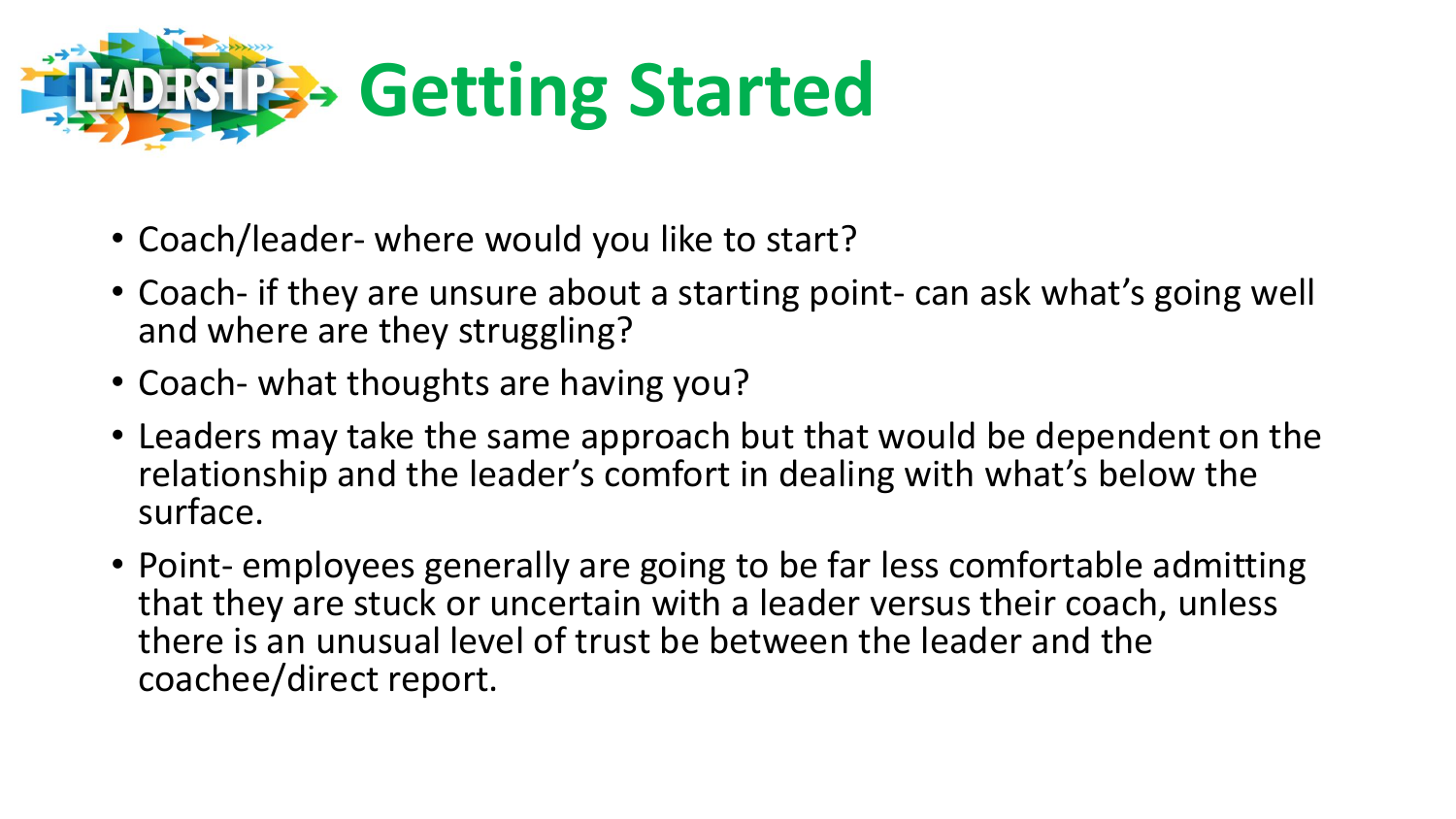# Getting Started

- Coach/leader- where would you like to start?
- Coach- if they are unsure about a starting point- can ask what's going well and where are they struggling?
- Coach- what thoughts are having you?
- Leaders may take the same approach but that would be dependent on the relationship and the leader's comfort in dealing with what's below the surface.
- Point- employees generally are going to be far less comfortable admitting that they are stuck or uncertain with a leader versus their coach, unless there is an unusual level of trust be between the leader and the coachee/direct report.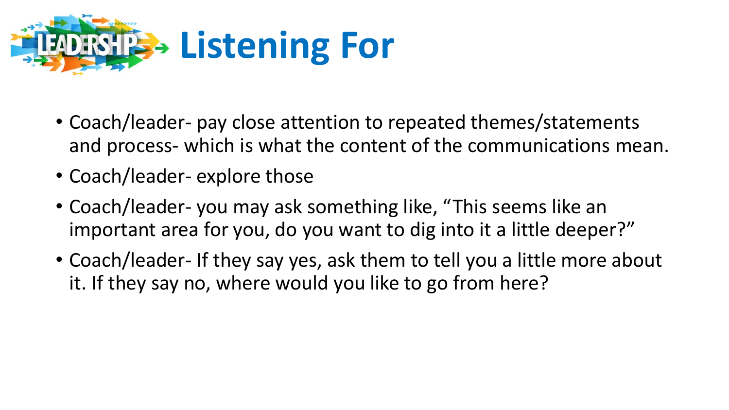# Listening For

- Coach/leader- pay close attention to repeated themes/statements and process- which is what the content of the communications mean.
- Coach/leader- explore those
- Coach/leader- you may ask something like, "This seems like an important area for you, do you want to dig into it a little deeper?"
- Coach/leader- If they say yes, ask them to tell you a little more about it. If they say no, where would you like to go from here?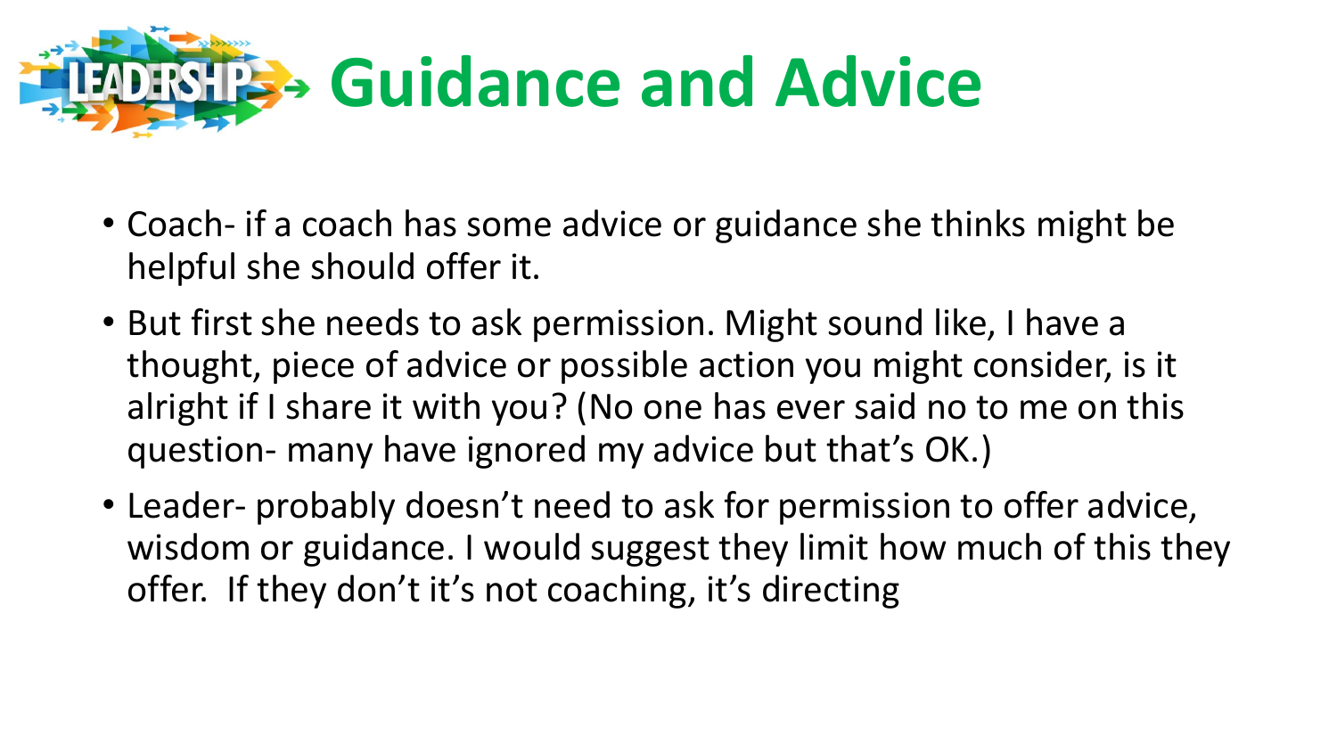# Guidance and Advice

- Coach- if a coach has some advice or guidance she thinks might be helpful she should offer it.
- But first she needs to ask permission. Might sound like, I have a thought, piece of advice or possible action you might consider, is it alright if I share it with you? (No one has ever said no to me on this question- many have ignored my advice but that's OK.)
- Leader- probably doesn't need to ask for permission to offer advice, wisdom or guidance. I would suggest they limit how much of this they offer. If they don't it's not coaching, it's directing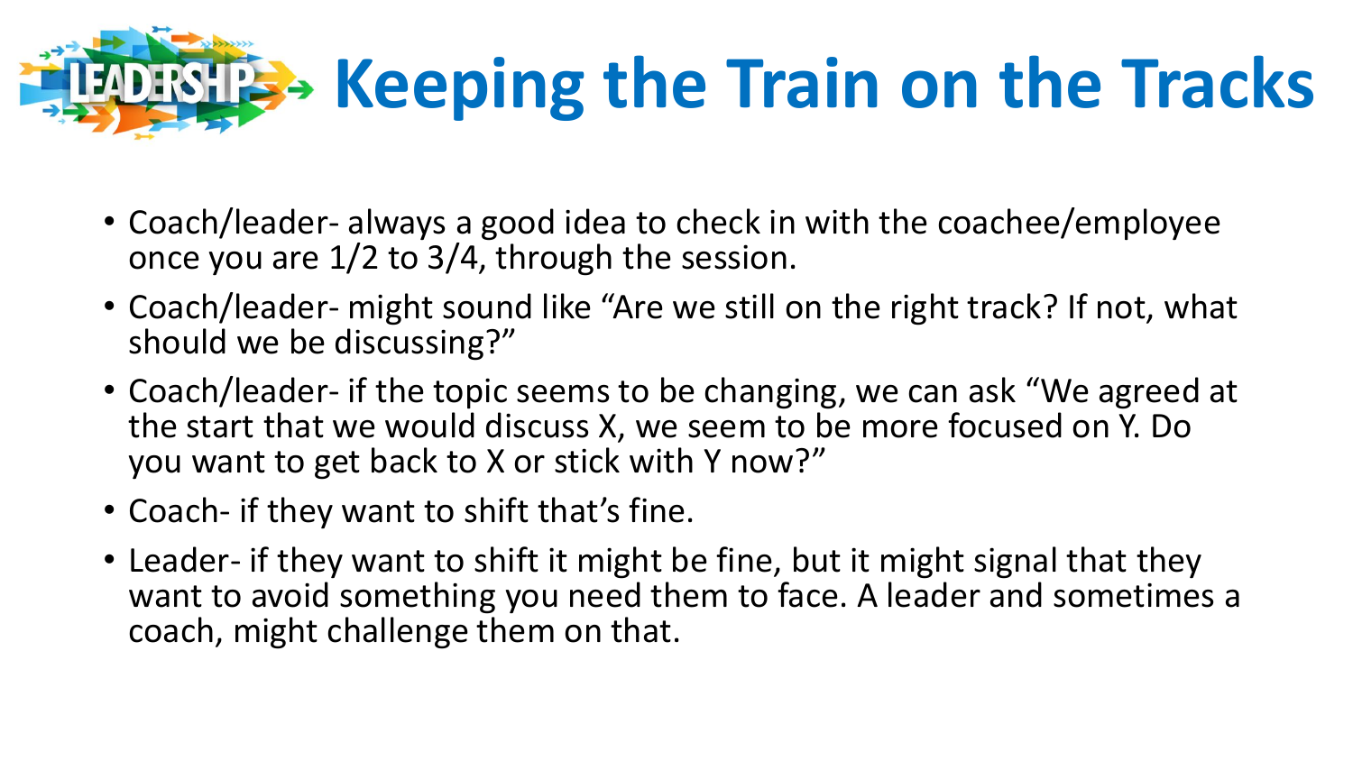# Keeping the Train on the Tracks

- Coach/leader- always a good idea to check in with the coachee/employee once you are 1/2 to 3/4, through the session.
- Coach/leader- might sound like "Are we still on the right track? If not, what should we be discussing?"
- Coach/leader- if the topic seems to be changing, we can ask "We agreed at the start that we would discuss X, we seem to be more focused on Y. Do you want to get back to X or stick with Y now?"
- Coach- if they want to shift that's fine.
- Leader- if they want to shift it might be fine, but it might signal that they want to avoid something you need them to face. A leader and sometimes a coach, might challenge them on that.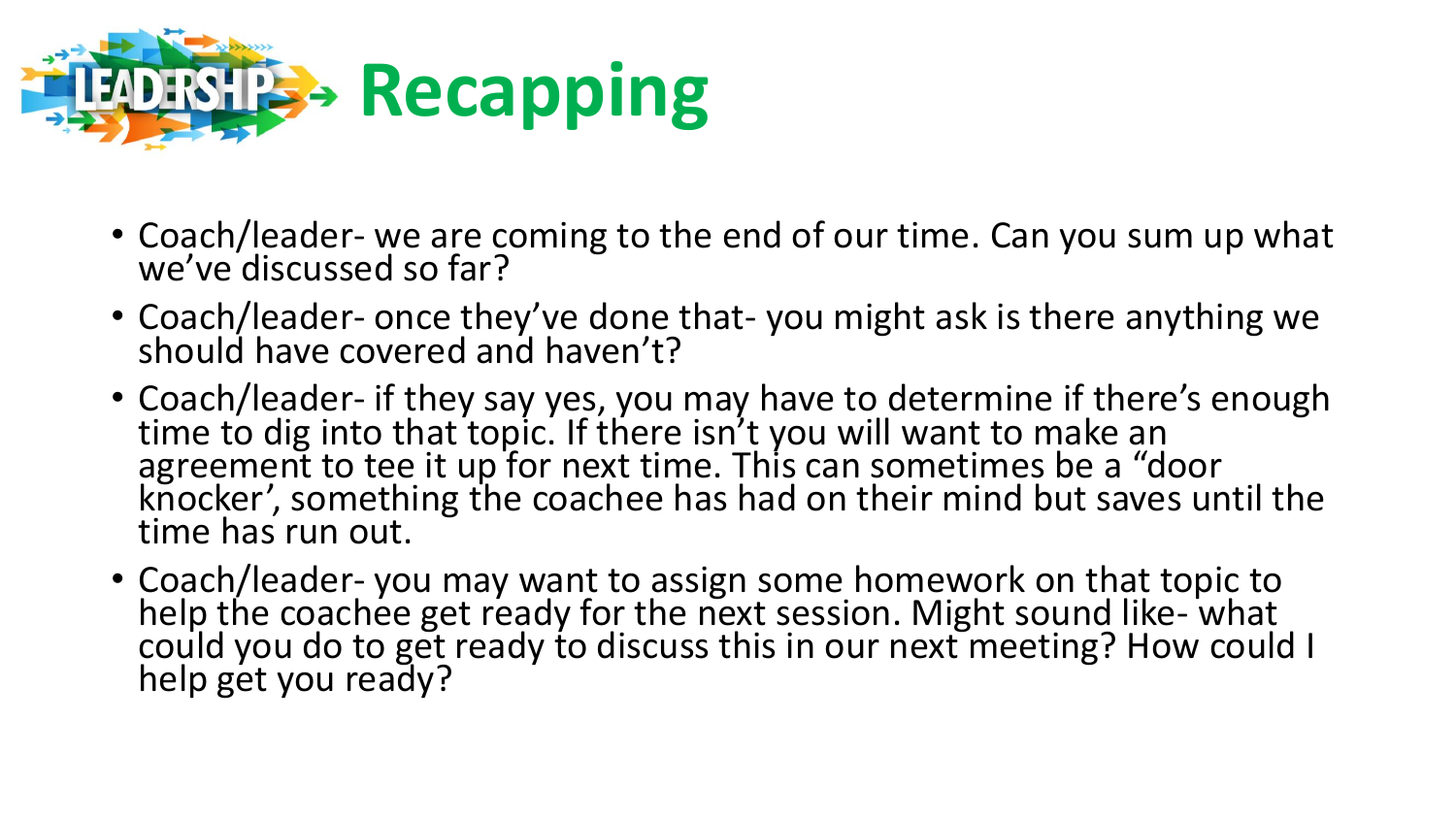# Recapping

- Coach/leader- we are coming to the end of our time. Can you sum up what we've discussed so far?
- Coach/leader- once they've done that- you might ask is there anything we should have covered and haven't?
- Coach/leader- if they say yes, you may have to determine if there's enough time to dig into that topic. If there isn't you will want to make an agreement to tee it up for next time. This can sometimes be a "door knocker', something the coachee has had on their mind but saves until the time has run out.
- Coach/leader- you may want to assign some homework on that topic to help the coachee get ready for the next session. Might sound like- what could you do to get ready to discuss this in our next meeting? How could I help get you ready?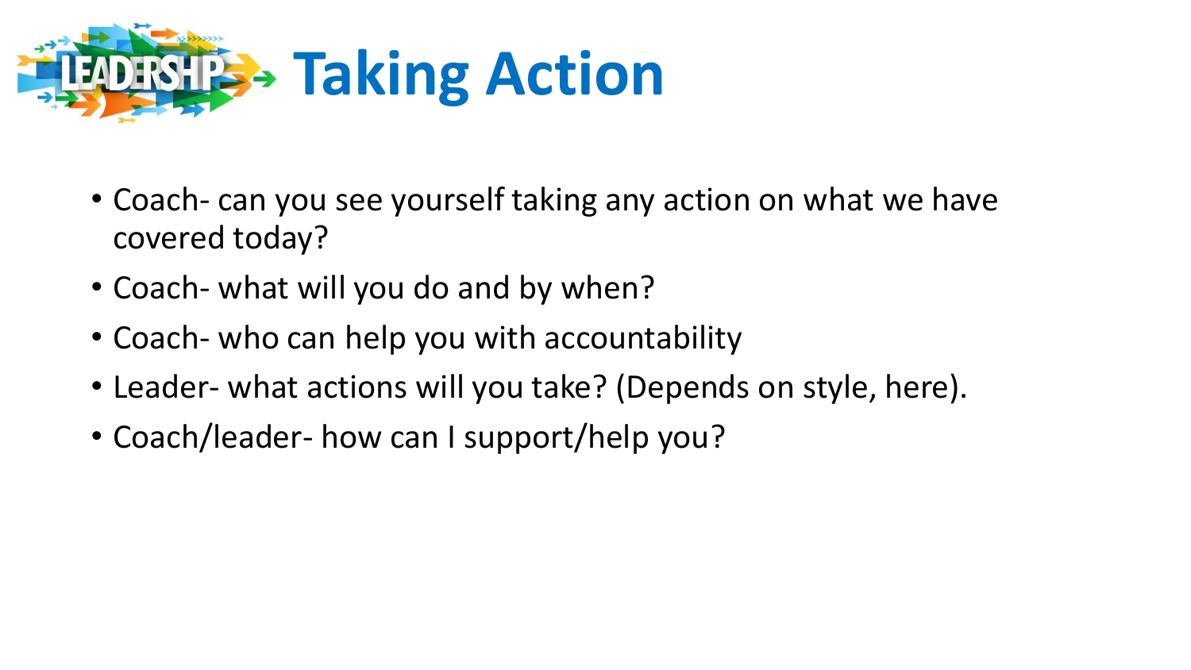# Taking Action

- Coach- can you see yourself taking any action on what we have covered today?
- Coach- what will you do and by when?
- Coach- who can help you with accountability
- Leader- what actions will you take? (Depends on style, here).
- Coach/leader- how can I support/help you?